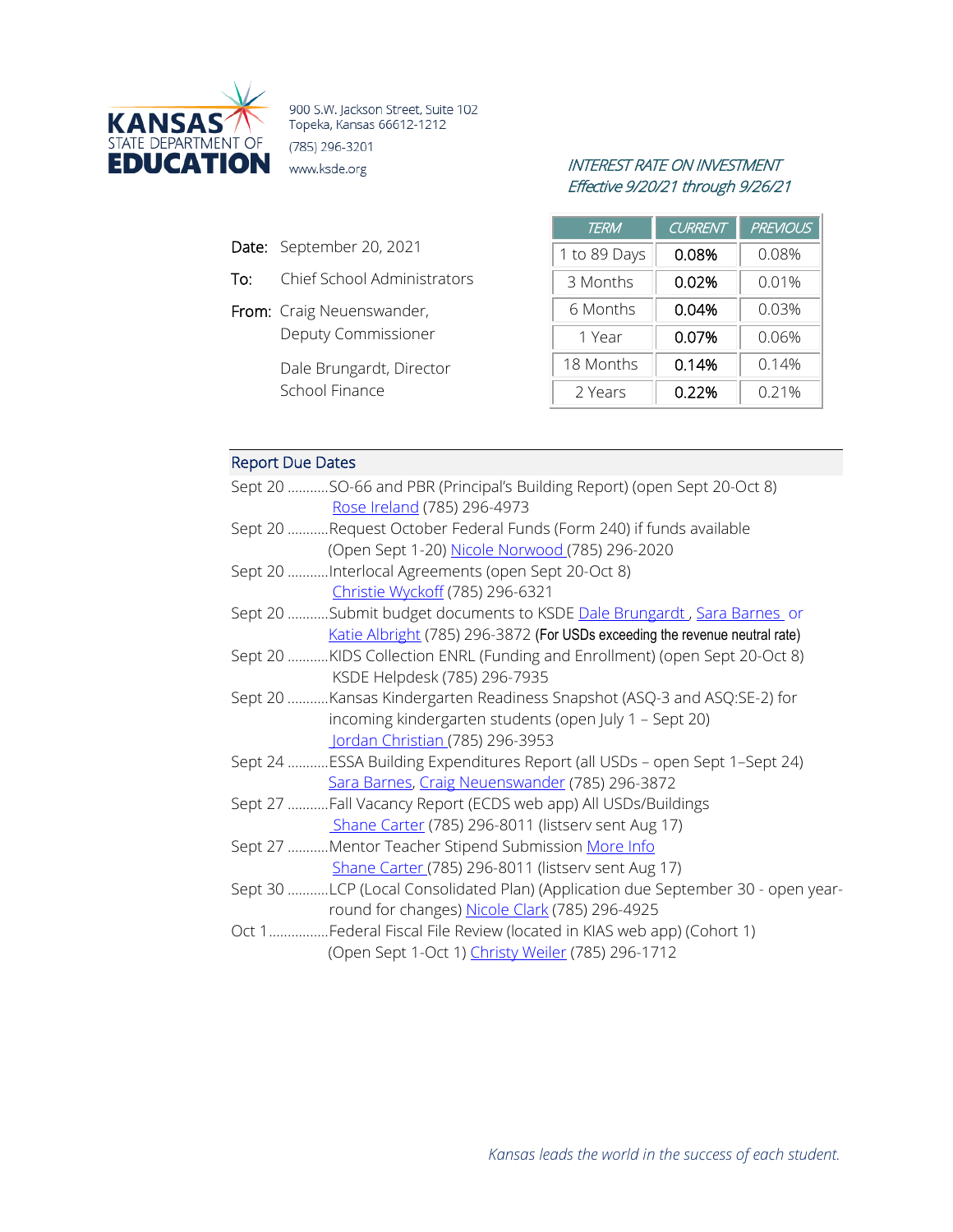KANSAS STATE DEPARTMENT OF EDUCATION

900 S.W. Jackson Street, Suite 102
Topeka, Kansas 66612-1212
(785) 296-3201
www.ksde.org

*INTEREST RATE ON INVESTMENT*
*Effective 9/20/21 through 9/26/21*

| TERM | CURRENT | PREVIOUS |
|---|---|---|
| 1 to 89 Days | 0.08% | 0.08% |
| 3 Months | 0.02% | 0.01% |
| 6 Months | 0.04% | 0.03% |
| 1 Year | 0.07% | 0.06% |
| 18 Months | 0.14% | 0.14% |
| 2 Years | 0.22% | 0.21% |

Date: September 20, 2021

To: Chief School Administrators

From: Craig Neuenswander, Deputy Commissioner

Dale Brungardt, Director School Finance

## Report Due Dates

Sept 20 ...........SO-66 and PBR (Principal's Building Report) (open Sept 20-Oct 8) Rose Ireland (785) 296-4973

Sept 20 ...........Request October Federal Funds (Form 240) if funds available (Open Sept 1-20) Nicole Norwood (785) 296-2020

Sept 20 ...........Interlocal Agreements (open Sept 20-Oct 8) Christie Wyckoff (785) 296-6321

Sept 20 ...........Submit budget documents to KSDE Dale Brungardt , Sara Barnes or Katie Albright (785) 296-3872 (For USDs exceeding the revenue neutral rate)

Sept 20 ...........KIDS Collection ENRL (Funding and Enrollment) (open Sept 20-Oct 8) KSDE Helpdesk (785) 296-7935

Sept 20 ...........Kansas Kindergarten Readiness Snapshot (ASQ-3 and ASQ:SE-2) for incoming kindergarten students (open July 1 – Sept 20) Jordan Christian (785) 296-3953

Sept 24 ...........ESSA Building Expenditures Report (all USDs – open Sept 1–Sept 24) Sara Barnes, Craig Neuenswander (785) 296-3872

Sept 27 ...........Fall Vacancy Report (ECDS web app) All USDs/Buildings Shane Carter (785) 296-8011 (listserv sent Aug 17)

Sept 27 ...........Mentor Teacher Stipend Submission More Info Shane Carter (785) 296-8011 (listserv sent Aug 17)

Sept 30 ...........LCP (Local Consolidated Plan) (Application due September 30 - open year-round for changes) Nicole Clark (785) 296-4925

Oct 1.................Federal Fiscal File Review (located in KIAS web app) (Cohort 1) (Open Sept 1-Oct 1) Christy Weiler (785) 296-1712

*Kansas leads the world in the success of each student.*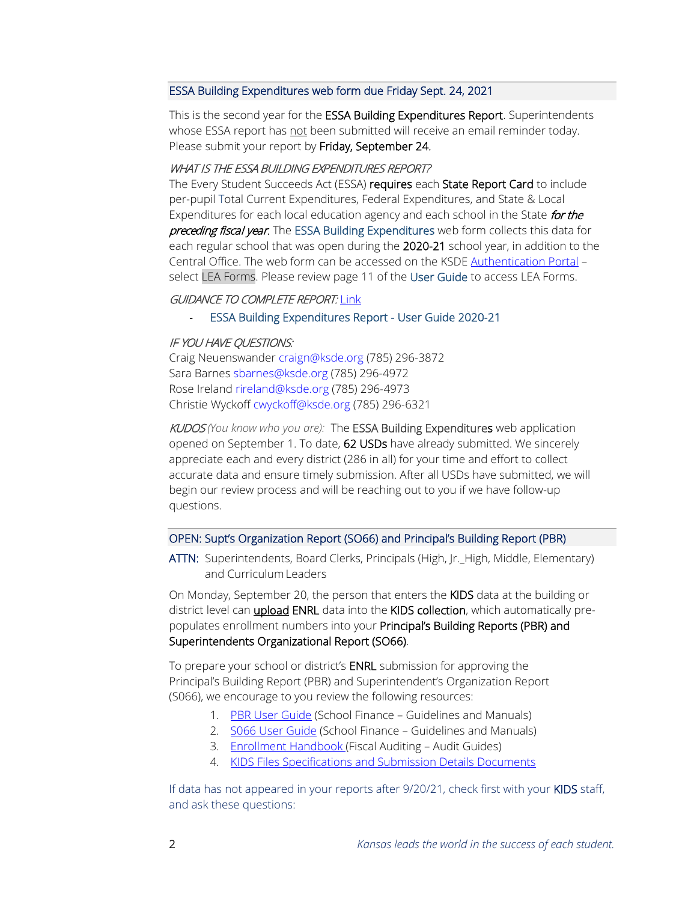## ESSA Building Expenditures web form due Friday Sept. 24, 2021

This is the second year for the **ESSA Building Expenditures Report**. Superintendents whose ESSA report has not been submitted will receive an email reminder today. Please submit your report by **Friday, September 24.**

*WHAT IS THE ESSA BUILDING EXPENDITURES REPORT?*

The Every Student Succeeds Act (ESSA) **requires** each **State Report Card** to include per-pupil Total Current Expenditures, Federal Expenditures, and State & Local Expenditures for each local education agency and each school in the State ***for the preceding fiscal year***. The ESSA Building Expenditures web form collects this data for each regular school that was open during the **2020-21** school year, in addition to the Central Office. The web form can be accessed on the KSDE Authentication Portal – select LEA Forms. Please review page 11 of the User Guide to access LEA Forms.

*GUIDANCE TO COMPLETE REPORT:* Link

- ESSA Building Expenditures Report - User Guide 2020-21

*IF YOU HAVE QUESTIONS:*

Craig Neuenswander craign@ksde.org (785) 296-3872
Sara Barnes sbarnes@ksde.org (785) 296-4972
Rose Ireland rireland@ksde.org (785) 296-4973
Christie Wyckoff cwyckoff@ksde.org (785) 296-6321

*KUDOS (You know who you are):* The **ESSA Building Expenditures** web application opened on September 1. To date, **62 USDs** have already submitted. We sincerely appreciate each and every district (286 in all) for your time and effort to collect accurate data and ensure timely submission. After all USDs have submitted, we will begin our review process and will be reaching out to you if we have follow-up questions.

## OPEN: Supt's Organization Report (SO66) and Principal's Building Report (PBR)

ATTN: Superintendents, Board Clerks, Principals (High, Jr._High, Middle, Elementary) and Curriculum Leaders

On Monday, September 20, the person that enters the **KIDS** data at the building or district level can **upload** **ENRL** data into the **KIDS collection**, which automatically pre-populates enrollment numbers into your **Principal's Building Reports (PBR) and Superintendents Organizational Report (SO66)**.

To prepare your school or district's **ENRL** submission for approving the Principal's Building Report (PBR) and Superintendent's Organization Report (S066), we encourage to you review the following resources:

1. PBR User Guide (School Finance – Guidelines and Manuals)
2. S066 User Guide (School Finance – Guidelines and Manuals)
3. Enrollment Handbook (Fiscal Auditing – Audit Guides)
4. KIDS Files Specifications and Submission Details Documents

If data has not appeared in your reports after 9/20/21, check first with your **KIDS** staff, and ask these questions: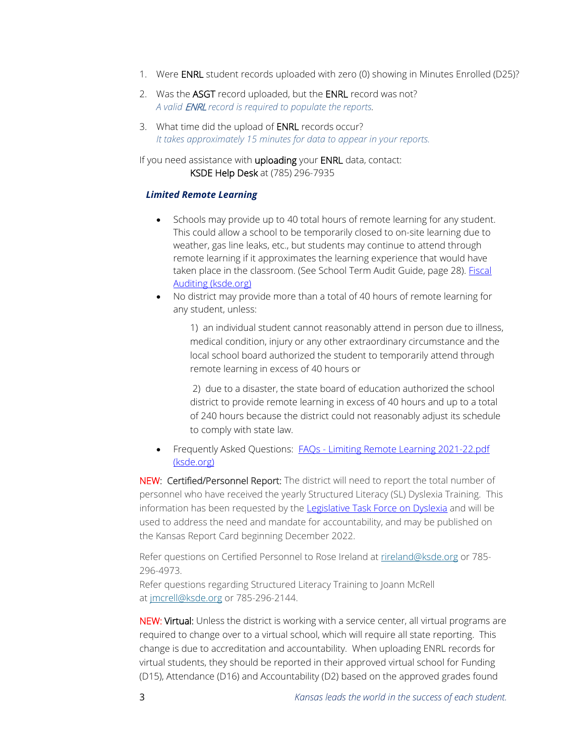1. Were ENRL student records uploaded with zero (0) showing in Minutes Enrolled (D25)?
2. Was the ASGT record uploaded, but the ENRL record was not?
   *A valid ENRL record is required to populate the reports.*
3. What time did the upload of ENRL records occur?
   *It takes approximately 15 minutes for data to appear in your reports.*

If you need assistance with uploading your ENRL data, contact:
KSDE Help Desk at (785) 296-7935

***Limited Remote Learning***

- Schools may provide up to 40 total hours of remote learning for any student. This could allow a school to be temporarily closed to on-site learning due to weather, gas line leaks, etc., but students may continue to attend through remote learning if it approximates the learning experience that would have taken place in the classroom. (See School Term Audit Guide, page 28). [Fiscal Auditing (ksde.org)]
- No district may provide more than a total of 40 hours of remote learning for any student, unless:

  1) an individual student cannot reasonably attend in person due to illness, medical condition, injury or any other extraordinary circumstance and the local school board authorized the student to temporarily attend through remote learning in excess of 40 hours or

  2) due to a disaster, the state board of education authorized the school district to provide remote learning in excess of 40 hours and up to a total of 240 hours because the district could not reasonably adjust its schedule to comply with state law.

- Frequently Asked Questions: [FAQs - Limiting Remote Learning 2021-22.pdf (ksde.org)]

NEW: **Certified/Personnel Report:** The district will need to report the total number of personnel who have received the yearly Structured Literacy (SL) Dyslexia Training. This information has been requested by the [Legislative Task Force on Dyslexia] and will be used to address the need and mandate for accountability, and may be published on the Kansas Report Card beginning December 2022.

Refer questions on Certified Personnel to Rose Ireland at rireland@ksde.org or 785-296-4973.
Refer questions regarding Structured Literacy Training to Joann McRell at jmcrell@ksde.org or 785-296-2144.

NEW: **Virtual:** Unless the district is working with a service center, all virtual programs are required to change over to a virtual school, which will require all state reporting. This change is due to accreditation and accountability. When uploading ENRL records for virtual students, they should be reported in their approved virtual school for Funding (D15), Attendance (D16) and Accountability (D2) based on the approved grades found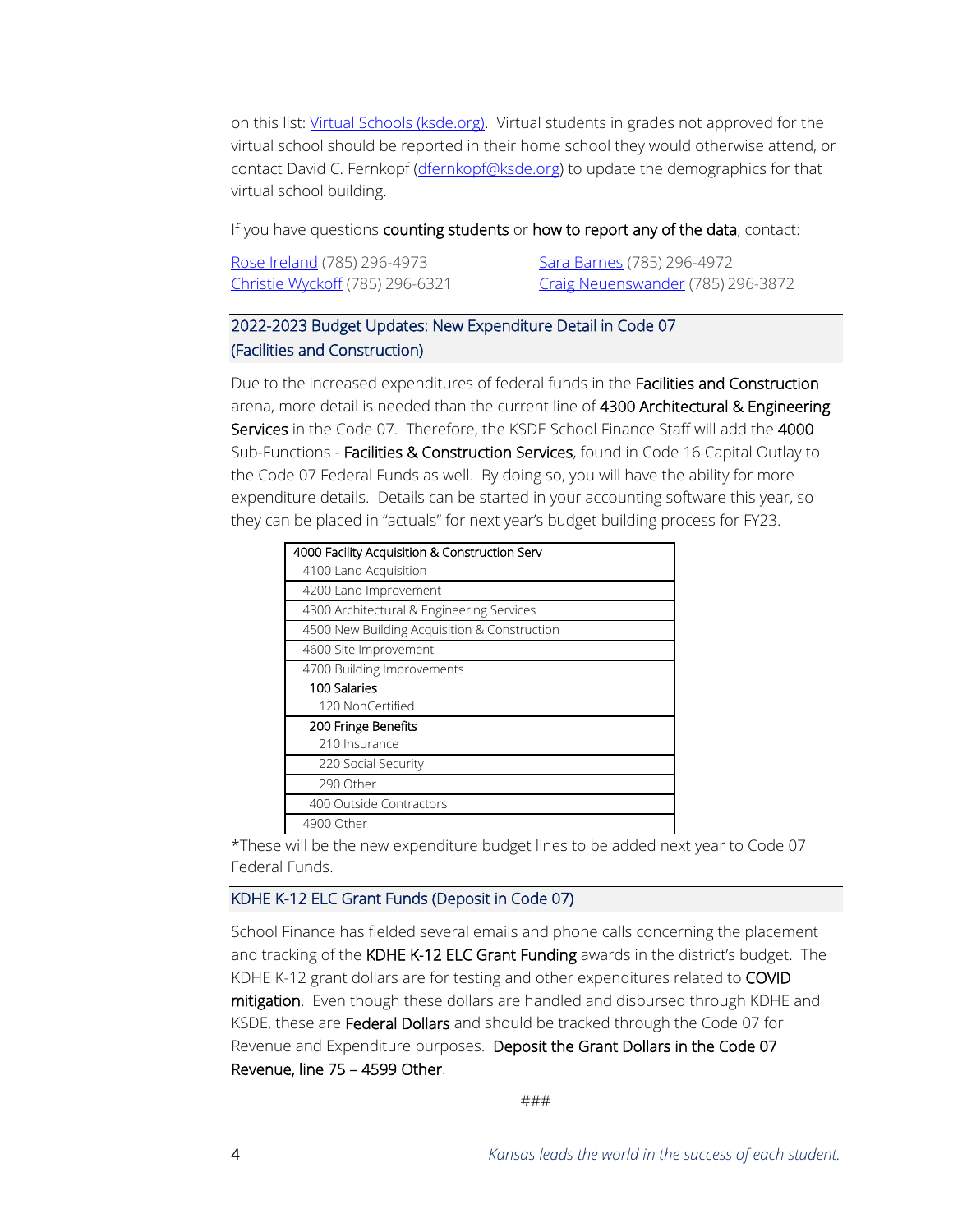on this list: [Virtual Schools (ksde.org)](). Virtual students in grades not approved for the virtual school should be reported in their home school they would otherwise attend, or contact David C. Fernkopf ([dfernkopf@ksde.org]()) to update the demographics for that virtual school building.

If you have questions **counting students** or **how to report any of the data**, contact:

[Rose Ireland]() (785) 296-4973
[Christie Wyckoff]() (785) 296-6321
[Sara Barnes]() (785) 296-4972
[Craig Neuenswander]() (785) 296-3872

## 2022-2023 Budget Updates: New Expenditure Detail in Code 07 (Facilities and Construction)

Due to the increased expenditures of federal funds in the **Facilities and Construction** arena, more detail is needed than the current line of **4300 Architectural & Engineering Services** in the Code 07. Therefore, the KSDE School Finance Staff will add the **4000** Sub-Functions - **Facilities & Construction Services**, found in Code 16 Capital Outlay to the Code 07 Federal Funds as well. By doing so, you will have the ability for more expenditure details. Details can be started in your accounting software this year, so they can be placed in "actuals" for next year's budget building process for FY23.

| |
|---|
| 4000 Facility Acquisition & Construction Serv<br>4100 Land Acquisition |
| 4200 Land Improvement |
| 4300 Architectural & Engineering Services |
| 4500 New Building Acquisition & Construction |
| 4600 Site Improvement |
| 4700 Building Improvements<br>**100 Salaries**<br>120 NonCertified |
| **200 Fringe Benefits**<br>210 Insurance |
| 220 Social Security |
| 290 Other |
| 400 Outside Contractors |
| 4900 Other |

*These will be the new expenditure budget lines to be added next year to Code 07 Federal Funds.

## KDHE K-12 ELC Grant Funds (Deposit in Code 07)

School Finance has fielded several emails and phone calls concerning the placement and tracking of the **KDHE K-12 ELC Grant Funding** awards in the district's budget. The KDHE K-12 grant dollars are for testing and other expenditures related to **COVID mitigation**. Even though these dollars are handled and disbursed through KDHE and KSDE, these are **Federal Dollars** and should be tracked through the Code 07 for Revenue and Expenditure purposes. **Deposit the Grant Dollars in the Code 07 Revenue, line 75 – 4599 Other**.

###

*Kansas leads the world in the success of each student.*